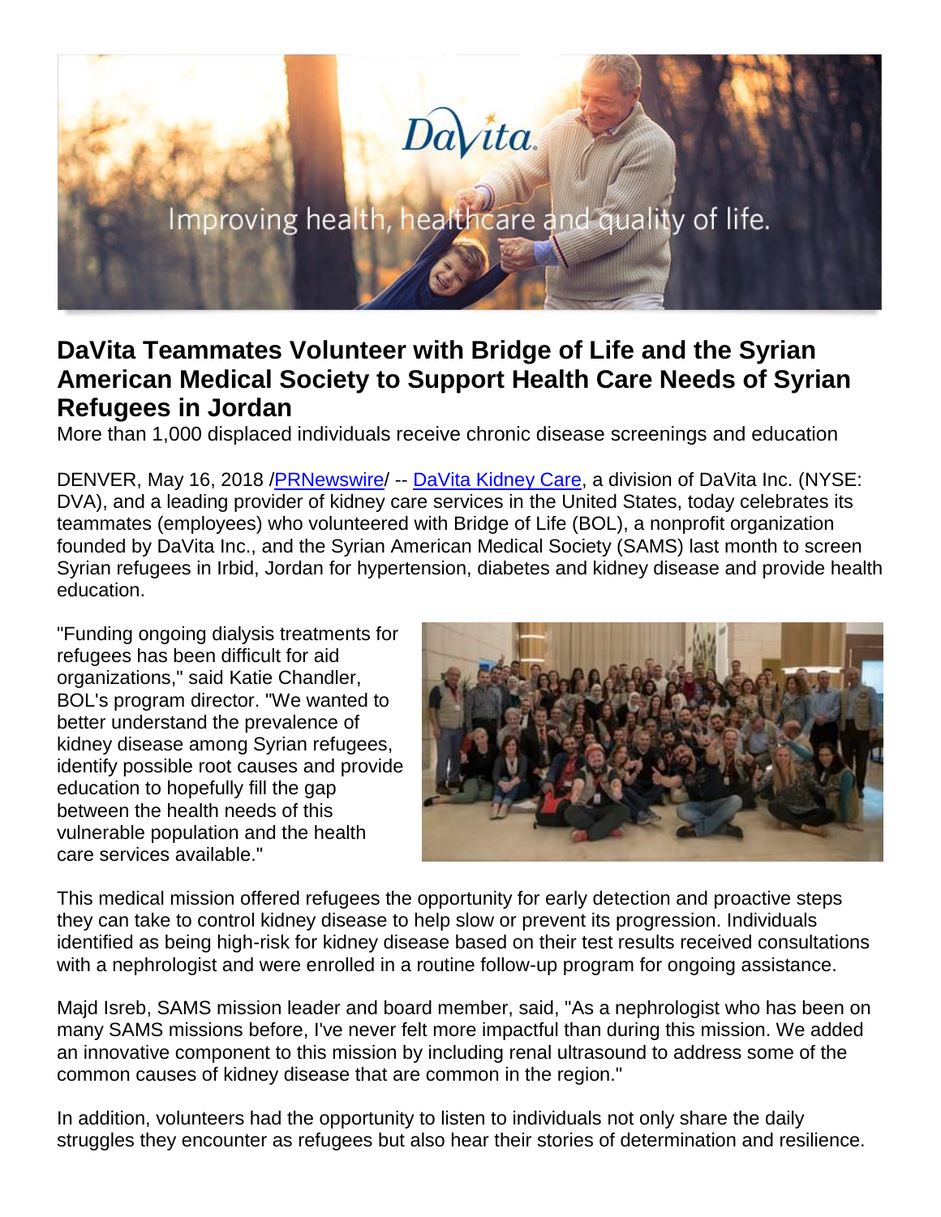# DaVita Teammates Volunteer with Bridge of Life and the Syrian American Medical Society to Support Health Care Needs of Syrian Refugees in Jordan

More than 1,000 displaced individuals receive chronic disease screenings and education

DENVER, May 16, 2018 /PRNewswire/ -- DaVita Kidney Care, a division of DaVita Inc. (NYSE: DVA), and a leading provider of kidney care services in the United States, today celebrates its teammates (employees) who volunteered with Bridge of Life (BOL), a nonprofit organization founded by DaVita Inc., and the Syrian American Medical Society (SAMS) last month to screen Syrian refugees in Irbid, Jordan for hypertension, diabetes and kidney disease and provide health education.

"Funding ongoing dialysis treatments for refugees has been difficult for aid organizations," said Katie Chandler, BOL's program director. "We wanted to better understand the prevalence of kidney disease among Syrian refugees, identify possible root causes and provide education to hopefully fill the gap between the health needs of this vulnerable population and the health care services available."

This medical mission offered refugees the opportunity for early detection and proactive steps they can take to control kidney disease to help slow or prevent its progression. Individuals identified as being high-risk for kidney disease based on their test results received consultations with a nephrologist and were enrolled in a routine follow-up program for ongoing assistance.

Majd Isreb, SAMS mission leader and board member, said, "As a nephrologist who has been on many SAMS missions before, I've never felt more impactful than during this mission. We added an innovative component to this mission by including renal ultrasound to address some of the common causes of kidney disease that are common in the region."

In addition, volunteers had the opportunity to listen to individuals not only share the daily struggles they encounter as refugees but also hear their stories of determination and resilience.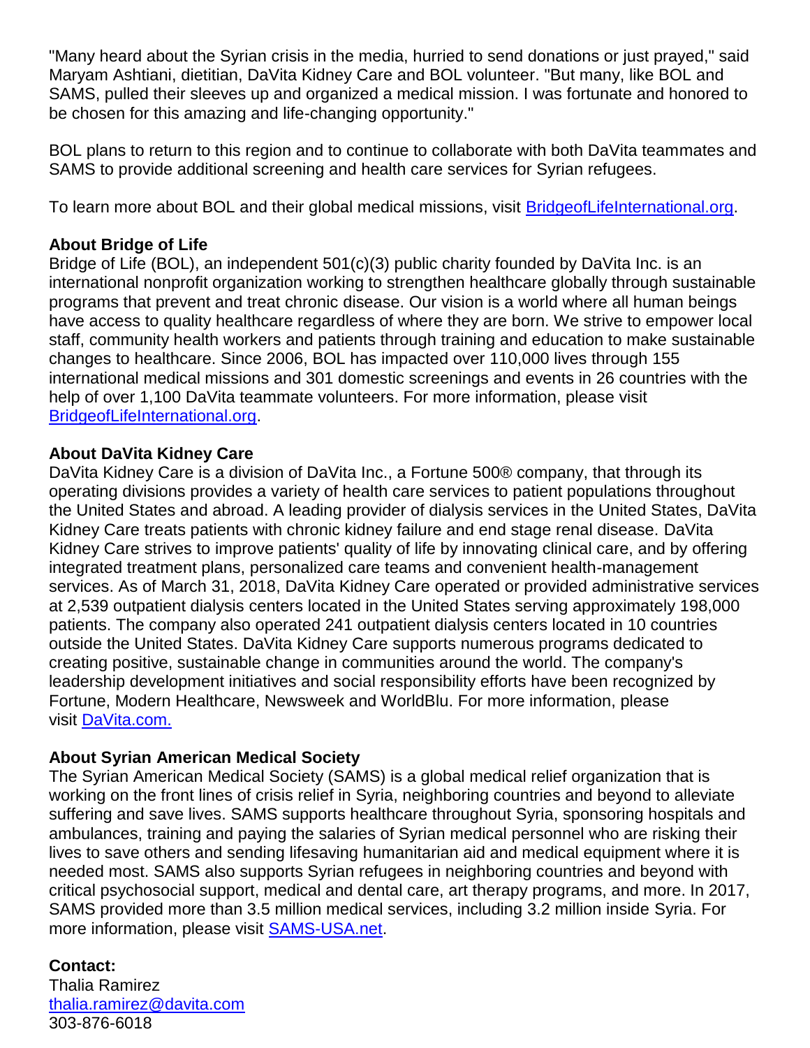"Many heard about the Syrian crisis in the media, hurried to send donations or just prayed," said Maryam Ashtiani, dietitian, DaVita Kidney Care and BOL volunteer. "But many, like BOL and SAMS, pulled their sleeves up and organized a medical mission. I was fortunate and honored to be chosen for this amazing and life-changing opportunity."

BOL plans to return to this region and to continue to collaborate with both DaVita teammates and SAMS to provide additional screening and health care services for Syrian refugees.

To learn more about BOL and their global medical missions, visit [BridgeofLifeInternational.org](BridgeofLifeInternational.org).

**About Bridge of Life**
Bridge of Life (BOL), an independent 501(c)(3) public charity founded by DaVita Inc. is an international nonprofit organization working to strengthen healthcare globally through sustainable programs that prevent and treat chronic disease. Our vision is a world where all human beings have access to quality healthcare regardless of where they are born. We strive to empower local staff, community health workers and patients through training and education to make sustainable changes to healthcare. Since 2006, BOL has impacted over 110,000 lives through 155 international medical missions and 301 domestic screenings and events in 26 countries with the help of over 1,100 DaVita teammate volunteers. For more information, please visit [BridgeofLifeInternational.org](BridgeofLifeInternational.org).

**About DaVita Kidney Care**
DaVita Kidney Care is a division of DaVita Inc., a Fortune 500® company, that through its operating divisions provides a variety of health care services to patient populations throughout the United States and abroad. A leading provider of dialysis services in the United States, DaVita Kidney Care treats patients with chronic kidney failure and end stage renal disease. DaVita Kidney Care strives to improve patients' quality of life by innovating clinical care, and by offering integrated treatment plans, personalized care teams and convenient health-management services. As of March 31, 2018, DaVita Kidney Care operated or provided administrative services at 2,539 outpatient dialysis centers located in the United States serving approximately 198,000 patients. The company also operated 241 outpatient dialysis centers located in 10 countries outside the United States. DaVita Kidney Care supports numerous programs dedicated to creating positive, sustainable change in communities around the world. The company's leadership development initiatives and social responsibility efforts have been recognized by Fortune, Modern Healthcare, Newsweek and WorldBlu. For more information, please visit [DaVita.com.](DaVita.com)

**About Syrian American Medical Society**
The Syrian American Medical Society (SAMS) is a global medical relief organization that is working on the front lines of crisis relief in Syria, neighboring countries and beyond to alleviate suffering and save lives. SAMS supports healthcare throughout Syria, sponsoring hospitals and ambulances, training and paying the salaries of Syrian medical personnel who are risking their lives to save others and sending lifesaving humanitarian aid and medical equipment where it is needed most. SAMS also supports Syrian refugees in neighboring countries and beyond with critical psychosocial support, medical and dental care, art therapy programs, and more. In 2017, SAMS provided more than 3.5 million medical services, including 3.2 million inside Syria. For more information, please visit [SAMS-USA.net](SAMS-USA.net).

**Contact:**
Thalia Ramirez
[thalia.ramirez@davita.com](mailto:thalia.ramirez@davita.com)
303-876-6018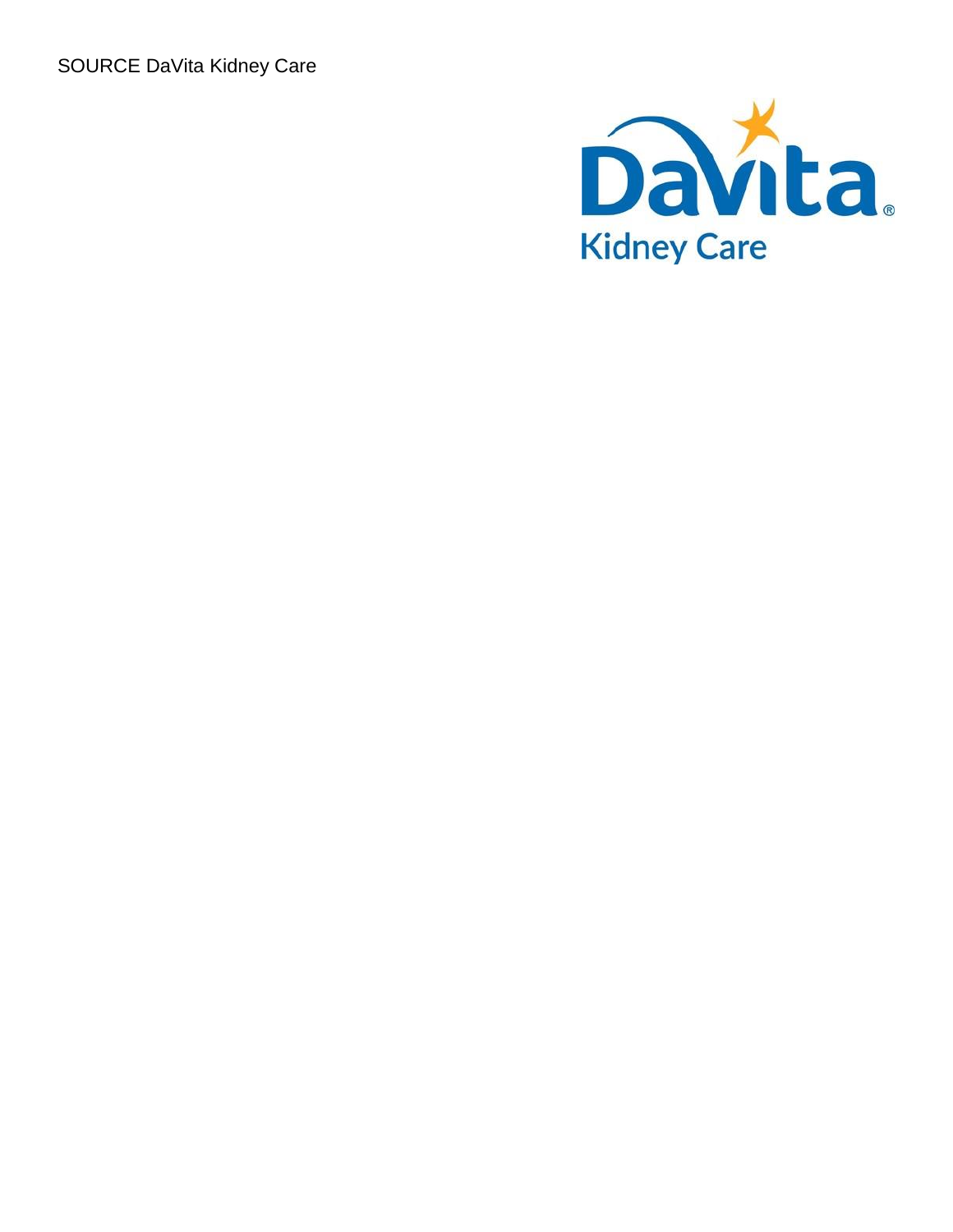SOURCE DaVita Kidney Care